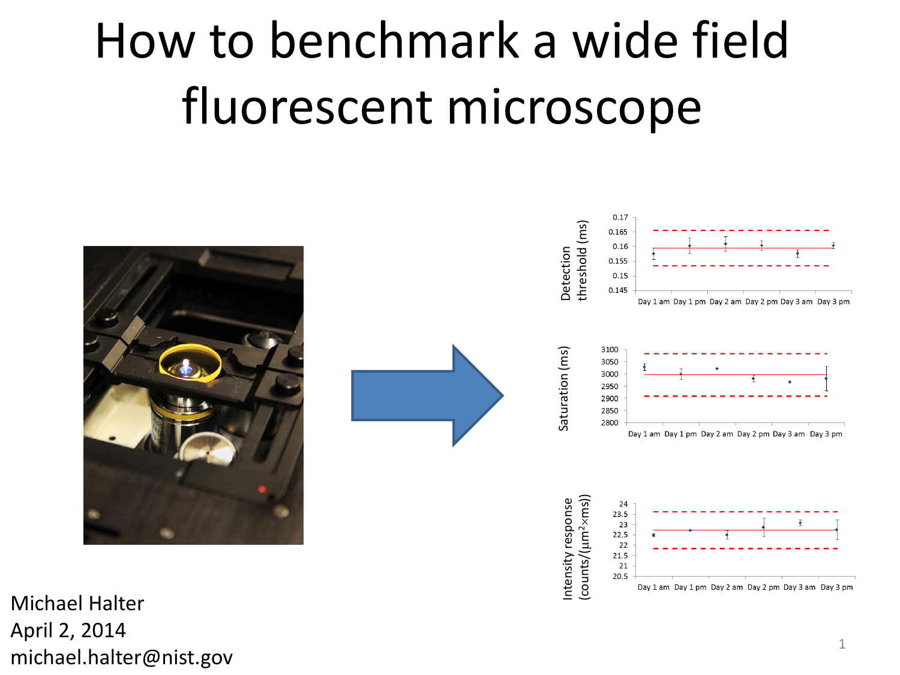# How to benchmark a wide field fluorescent microscope

Michael Halter
April 2, 2014
michael.halter@nist.gov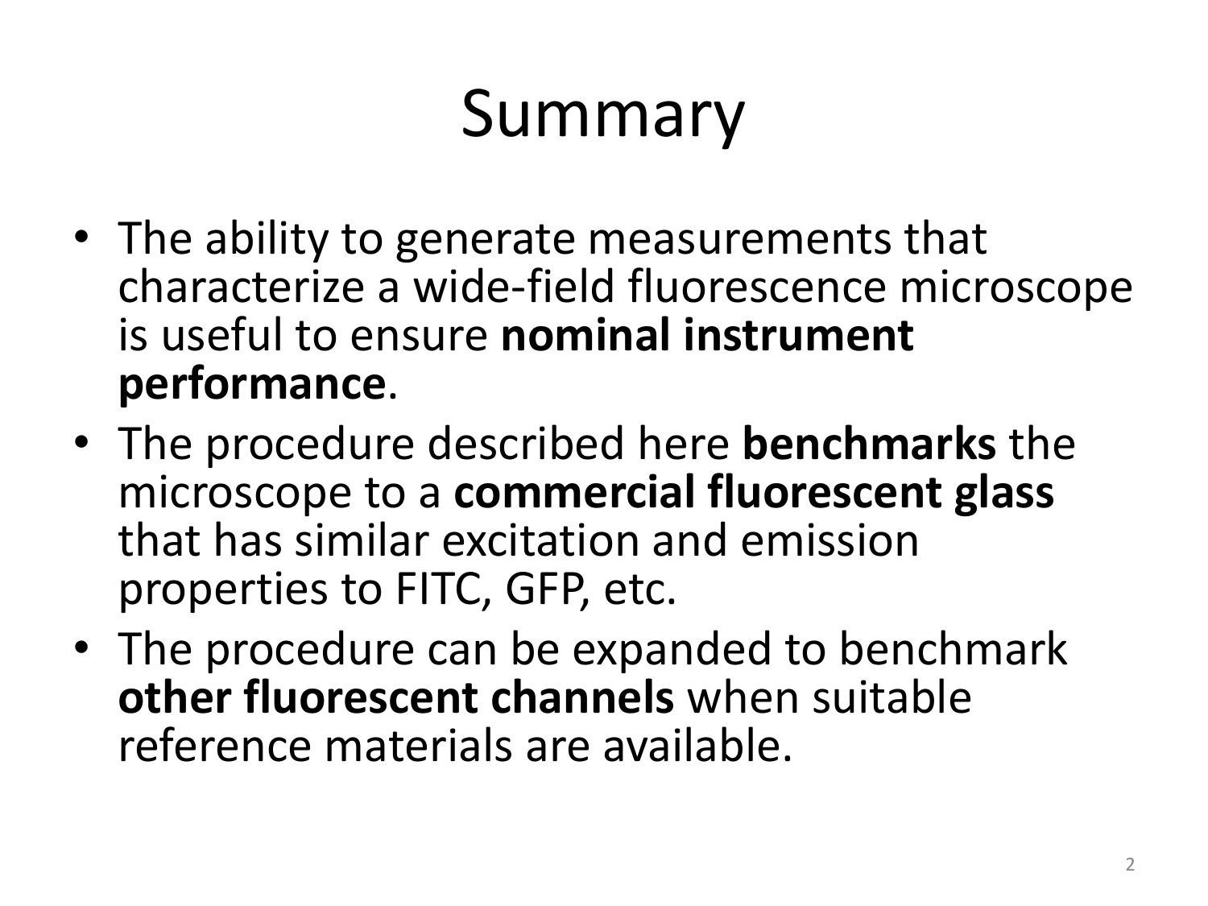# Summary

- The ability to generate measurements that characterize a wide-field fluorescence microscope is useful to ensure **nominal instrument performance**.
- The procedure described here **benchmarks** the microscope to a **commercial fluorescent glass** that has similar excitation and emission properties to FITC, GFP, etc.
- The procedure can be expanded to benchmark **other fluorescent channels** when suitable reference materials are available.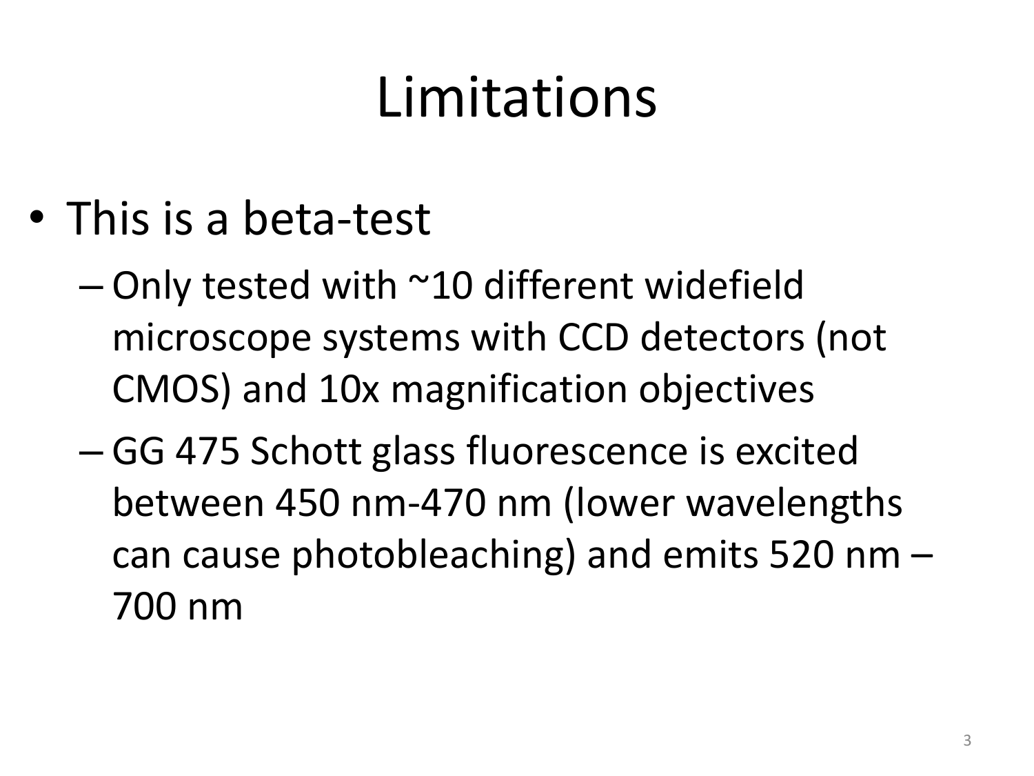# Limitations

- This is a beta-test
  - Only tested with ~10 different widefield microscope systems with CCD detectors (not CMOS) and 10x magnification objectives
  - GG 475 Schott glass fluorescence is excited between 450 nm-470 nm (lower wavelengths can cause photobleaching) and emits 520 nm – 700 nm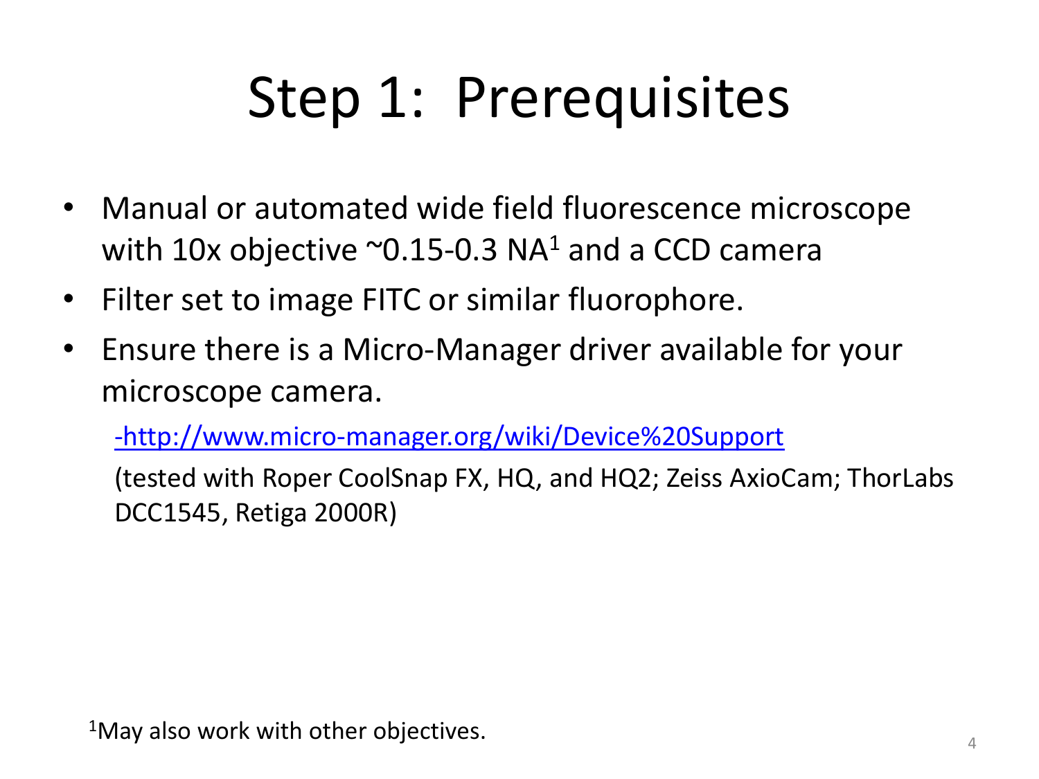# Step 1: Prerequisites

- Manual or automated wide field fluorescence microscope with 10x objective ~0.15-0.3 NA[1] and a CCD camera
- Filter set to image FITC or similar fluorophore.
- Ensure there is a Micro-Manager driver available for your microscope camera.

  -http://www.micro-manager.org/wiki/Device%20Support

  (tested with Roper CoolSnap FX, HQ, and HQ2; Zeiss AxioCam; ThorLabs DCC1545, Retiga 2000R)

[1]May also work with other objectives.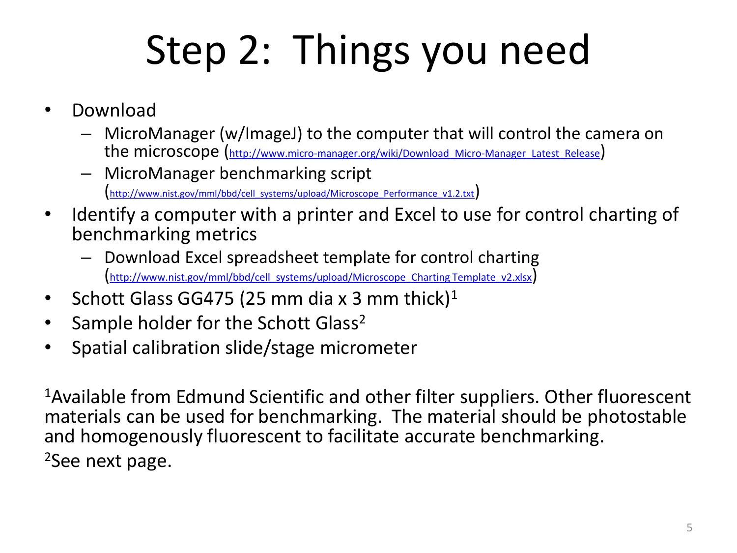# Step 2: Things you need

- Download
  - MicroManager (w/ImageJ) to the computer that will control the camera on the microscope (http://www.micro-manager.org/wiki/Download_Micro-Manager_Latest_Release)
  - MicroManager benchmarking script (http://www.nist.gov/mml/bbd/cell_systems/upload/Microscope_Performance_v1.2.txt)
- Identify a computer with a printer and Excel to use for control charting of benchmarking metrics
  - Download Excel spreadsheet template for control charting (http://www.nist.gov/mml/bbd/cell_systems/upload/Microscope_Charting Template_v2.xlsx)
- Schott Glass GG475 (25 mm dia x 3 mm thick)[1]
- Sample holder for the Schott Glass[2]
- Spatial calibration slide/stage micrometer

[1]Available from Edmund Scientific and other filter suppliers. Other fluorescent materials can be used for benchmarking. The material should be photostable and homogenously fluorescent to facilitate accurate benchmarking.

[2]See next page.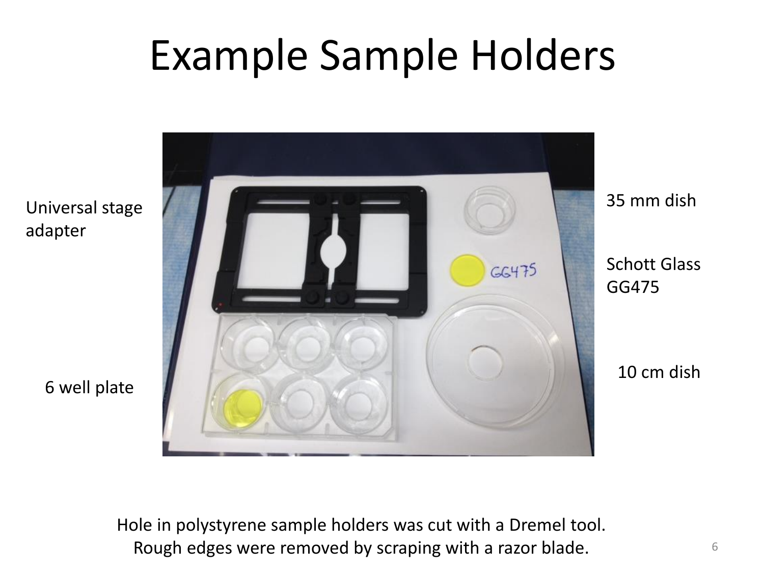# Example Sample Holders

Universal stage adapter

35 mm dish

Schott Glass GG475

10 cm dish

6 well plate

Hole in polystyrene sample holders was cut with a Dremel tool.
Rough edges were removed by scraping with a razor blade.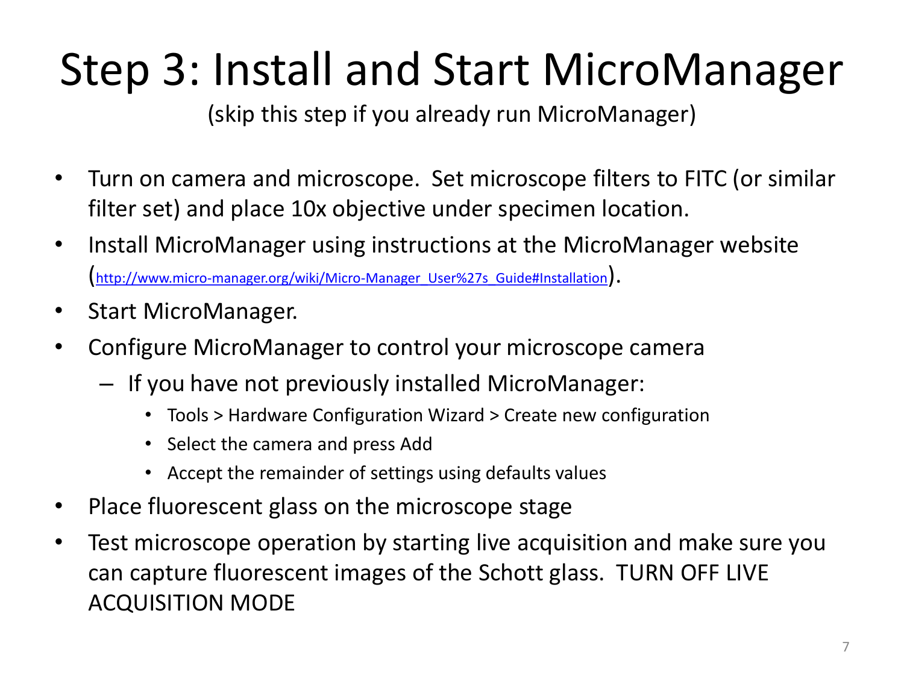# Step 3: Install and Start MicroManager

(skip this step if you already run MicroManager)

- Turn on camera and microscope. Set microscope filters to FITC (or similar filter set) and place 10x objective under specimen location.
- Install MicroManager using instructions at the MicroManager website (http://www.micro-manager.org/wiki/Micro-Manager_User%27s_Guide#Installation).
- Start MicroManager.
- Configure MicroManager to control your microscope camera
  - If you have not previously installed MicroManager:
    - Tools > Hardware Configuration Wizard > Create new configuration
    - Select the camera and press Add
    - Accept the remainder of settings using defaults values
- Place fluorescent glass on the microscope stage
- Test microscope operation by starting live acquisition and make sure you can capture fluorescent images of the Schott glass. TURN OFF LIVE ACQUISITION MODE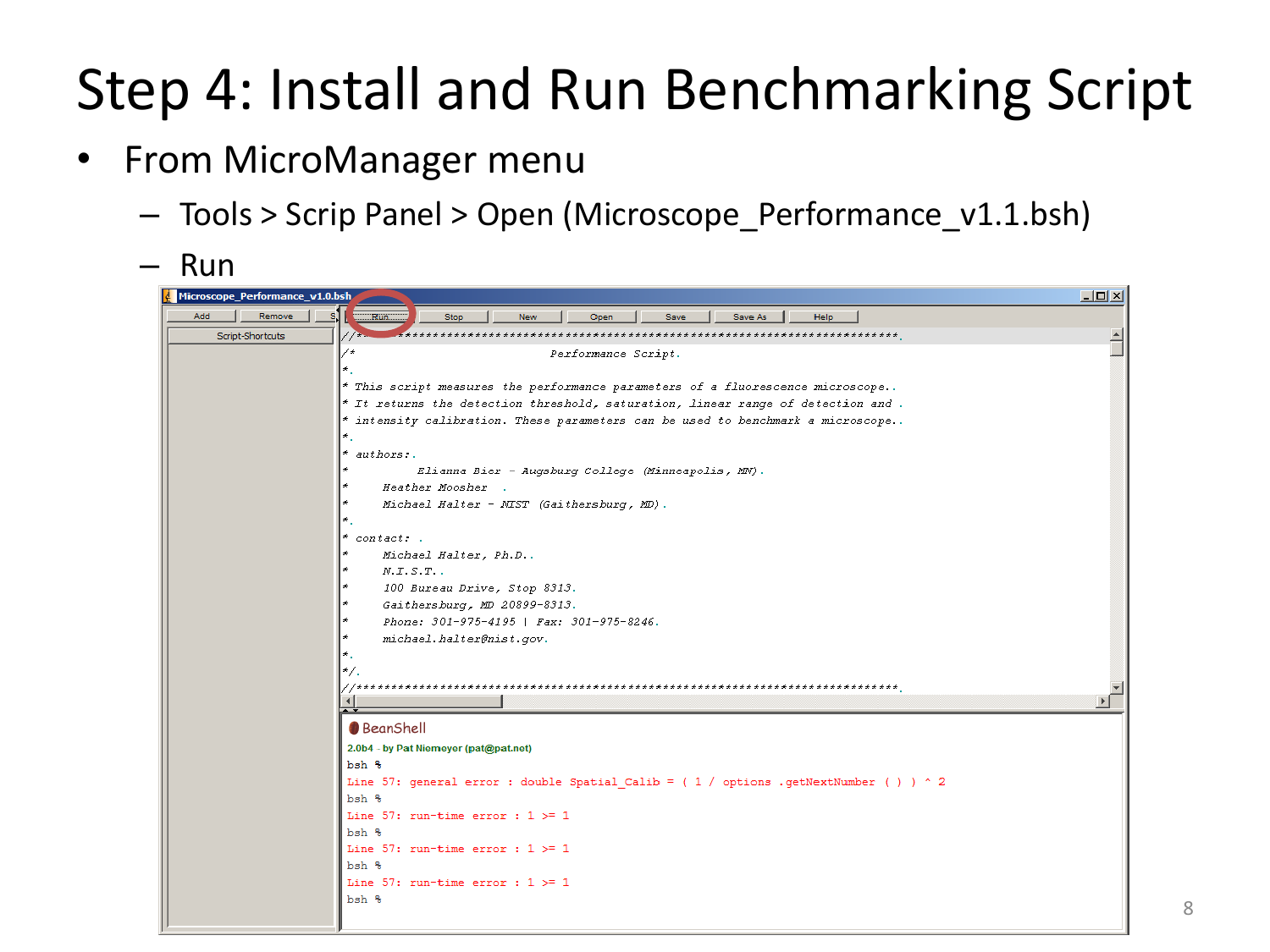# Step 4: Install and Run Benchmarking Script

- From MicroManager menu
  - Tools > Scrip Panel > Open (Microscope_Performance_v1.1.bsh)
  - Run

Microscope_Performance_v1.0.bsh

Add | Remove | Run | Stop | New | Open | Save | Save As | Help

Script-Shortcuts

```
//**********************************************************************.
/*                         Performance Script.
*.
* This script measures the performance parameters of a fluorescence microscope..
* It returns the detection threshold, saturation, linear range of detection and .
* intensity calibration. These parameters can be used to benchmark a microscope..
*.
* authors:.
*          Elianna Bier - Augsburg College (Minneapolis, MN).
*     Heather Moosher  .
*     Michael Halter - NIST (Gaithersburg, MD).
*.
* contact: .
*     Michael Halter, Ph.D..
*     N.I.S.T..
*     100 Bureau Drive, Stop 8313.
*     Gaithersburg, MD 20899-8313.
*     Phone: 301-975-4195 | Fax: 301-975-8246.
*     michael.halter@nist.gov.
*.
*/.
//**********************************************************************.
```

BeanShell
2.0b4 - by Pat Niemeyer (pat@pat.net)

```
bsh %
Line 57: general error : double Spatial_Calib = ( 1 / options .getNextNumber ( ) ) ^ 2
bsh %
Line 57: run-time error : 1 >= 1
bsh %
Line 57: run-time error : 1 >= 1
bsh %
Line 57: run-time error : 1 >= 1
bsh %
```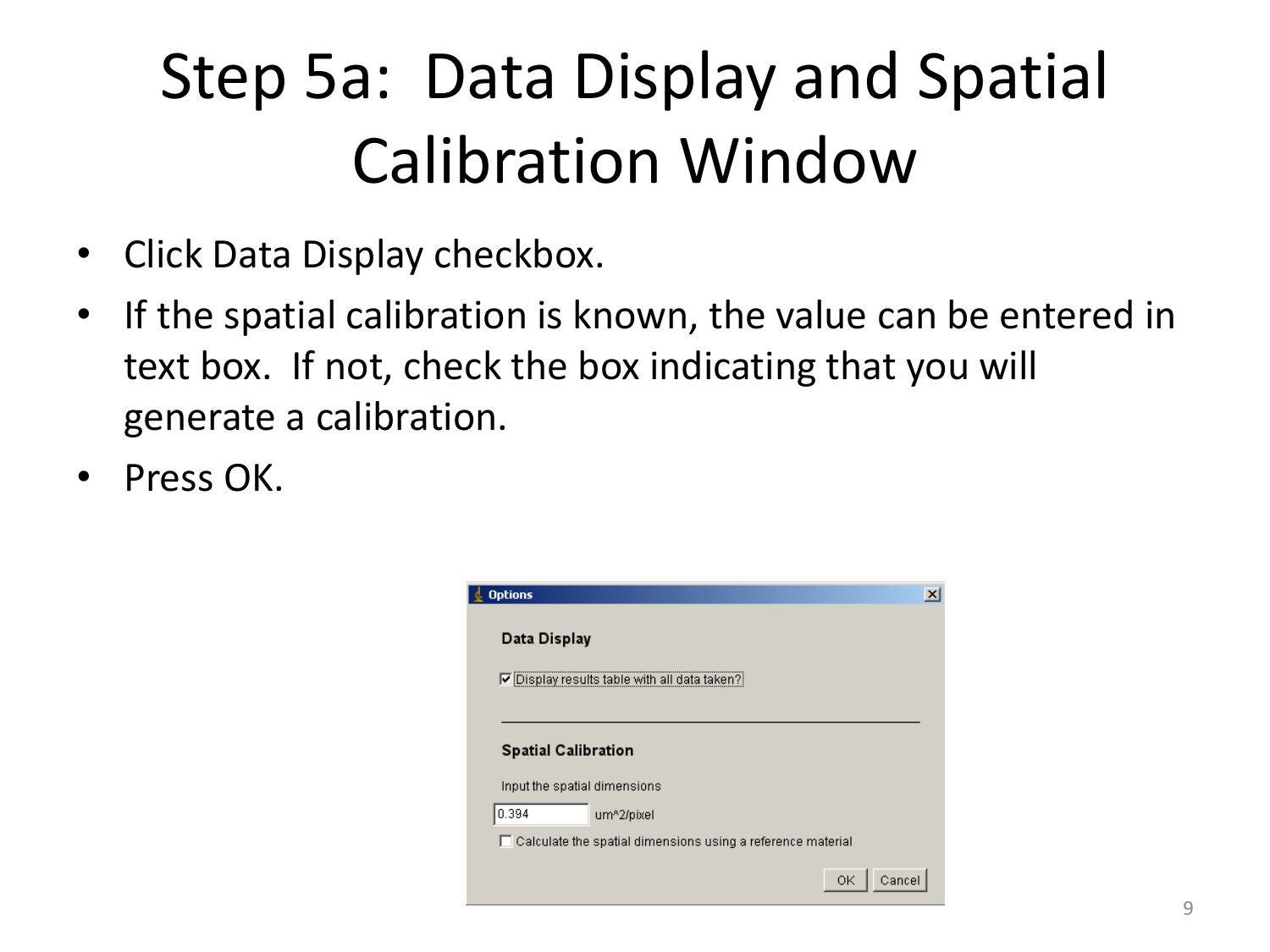# Step 5a: Data Display and Spatial Calibration Window

- Click Data Display checkbox.
- If the spatial calibration is known, the value can be entered in text box. If not, check the box indicating that you will generate a calibration.
- Press OK.

**Options**

**Data Display**

☑ Display results table with all data taken?

**Spatial Calibration**

Input the spatial dimensions

0.394 um^2/pixel

☐ Calculate the spatial dimensions using a reference material

OK Cancel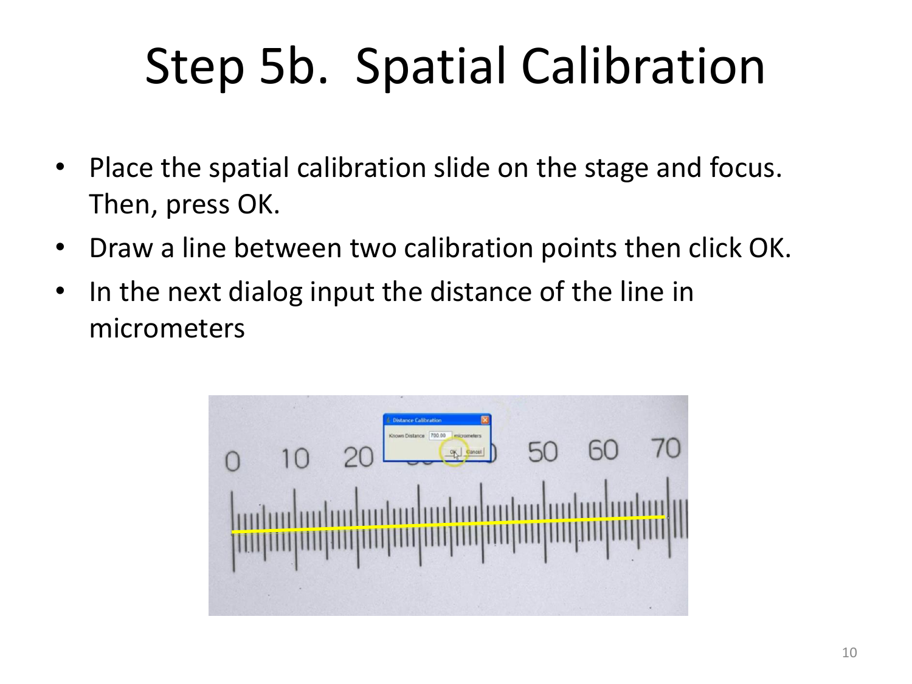# Step 5b. Spatial Calibration

- Place the spatial calibration slide on the stage and focus. Then, press OK.
- Draw a line between two calibration points then click OK.
- In the next dialog input the distance of the line in micrometers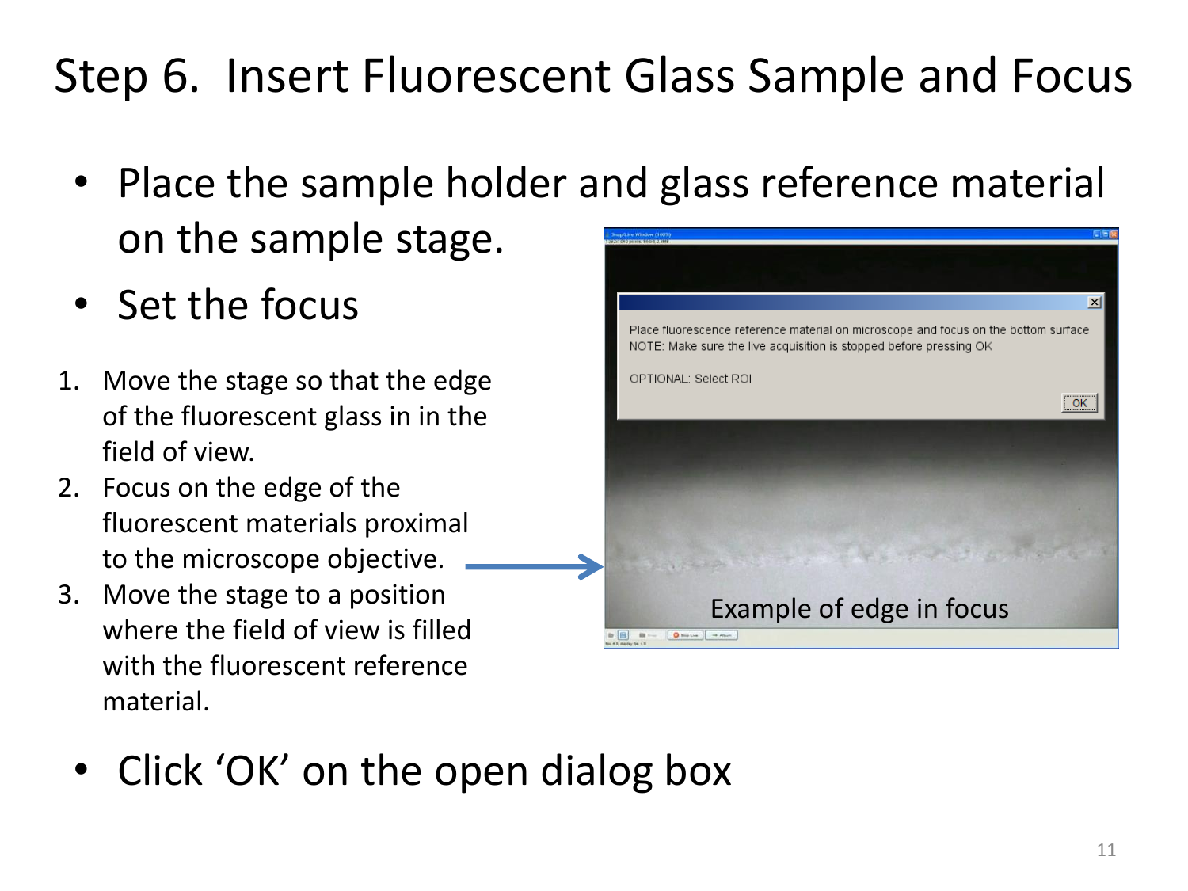# Step 6. Insert Fluorescent Glass Sample and Focus

- Place the sample holder and glass reference material on the sample stage.
- Set the focus

1. Move the stage so that the edge of the fluorescent glass in in the field of view.
2. Focus on the edge of the fluorescent materials proximal to the microscope objective.
3. Move the stage to a position where the field of view is filled with the fluorescent reference material.

Place fluorescence reference material on microscope and focus on the bottom surface
NOTE: Make sure the live acquisition is stopped before pressing OK

OPTIONAL: Select ROI

OK

Example of edge in focus

- Click 'OK' on the open dialog box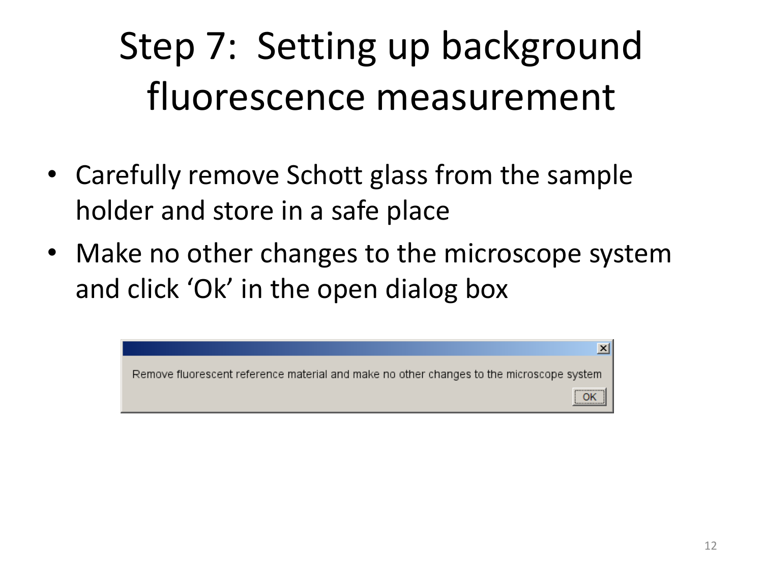# Step 7: Setting up background fluorescence measurement

- Carefully remove Schott glass from the sample holder and store in a safe place
- Make no other changes to the microscope system and click ‘Ok’ in the open dialog box

Remove fluorescent reference material and make no other changes to the microscope system

OK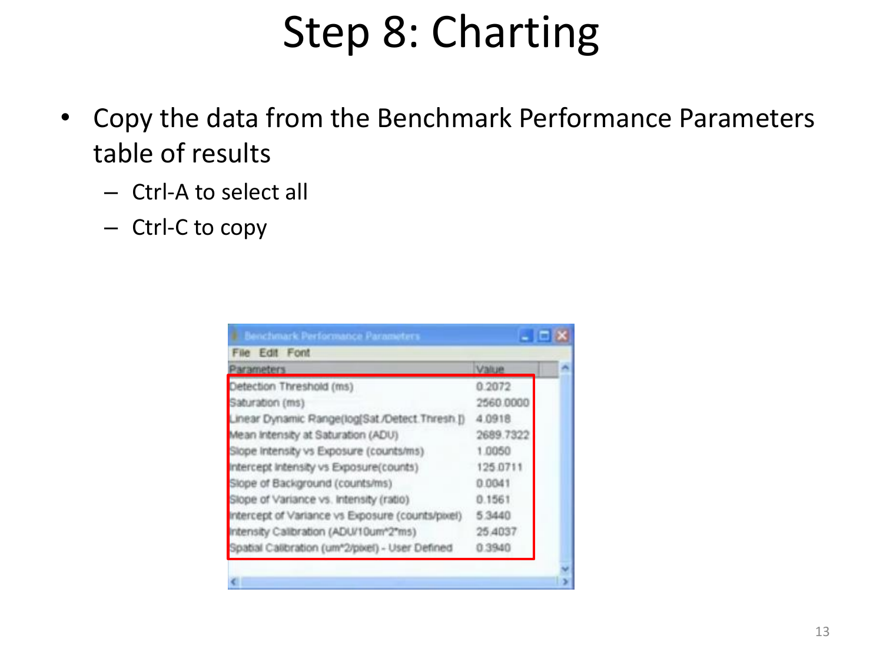# Step 8: Charting

- Copy the data from the Benchmark Performance Parameters table of results
  - Ctrl-A to select all
  - Ctrl-C to copy

**Benchmark Performance Parameters**

File Edit Font

| Parameters | Value |
|---|---|
| Detection Threshold (ms) | 0.2072 |
| Saturation (ms) | 2560.0000 |
| Linear Dynamic Range(log[Sat./Detect.Thresh.]) | 4.0918 |
| Mean Intensity at Saturation (ADU) | 2689.7322 |
| Slope Intensity vs Exposure (counts/ms) | 1.0050 |
| Intercept Intensity vs Exposure(counts) | 125.0711 |
| Slope of Background (counts/ms) | 0.0041 |
| Slope of Variance vs. Intensity (ratio) | 0.1561 |
| Intercept of Variance vs Exposure (counts/pixel) | 5.3440 |
| Intensity Calibration (ADU/10um^2*ms) | 25.4037 |
| Spatial Calibration (um^2/pixel) - User Defined | 0.3940 |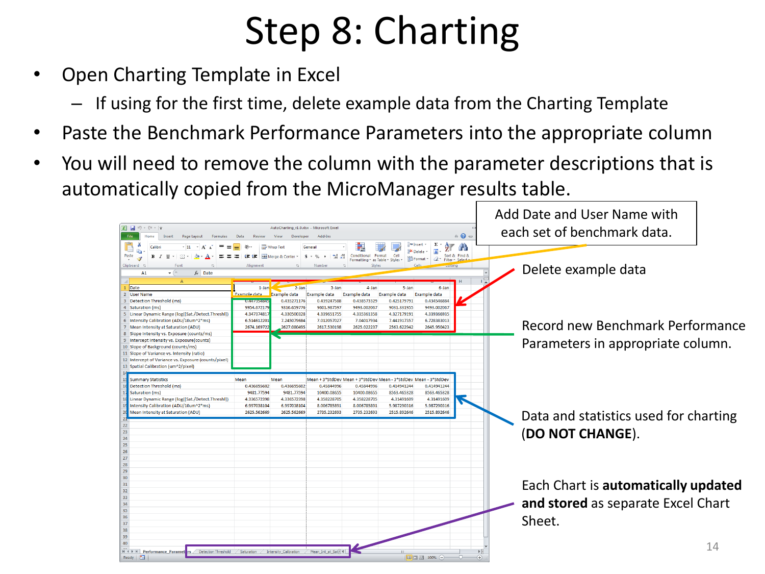# Step 8: Charting

- Open Charting Template in Excel
  - If using for the first time, delete example data from the Charting Template
- Paste the Benchmark Performance Parameters into the appropriate column
- You will need to remove the column with the parameter descriptions that is automatically copied from the MicroManager results table.

Add Date and User Name with each set of benchmark data.

Delete example data

Record new Benchmark Performance Parameters in appropriate column.

Data and statistics used for charting (**DO NOT CHANGE**).

Each Chart is **automatically updated and stored** as separate Excel Chart Sheet.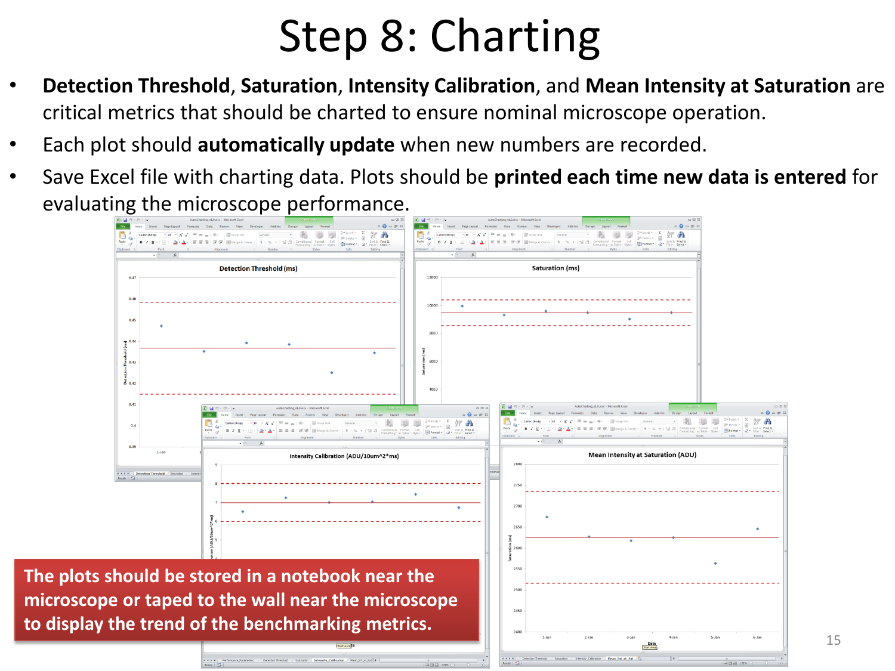# Step 8: Charting

- **Detection Threshold**, **Saturation**, **Intensity Calibration**, and **Mean Intensity at Saturation** are critical metrics that should be charted to ensure nominal microscope operation.
- Each plot should **automatically update** when new numbers are recorded.
- Save Excel file with charting data. Plots should be **printed each time new data is entered** for evaluating the microscope performance.

**The plots should be stored in a notebook near the microscope or taped to the wall near the microscope to display the trend of the benchmarking metrics.**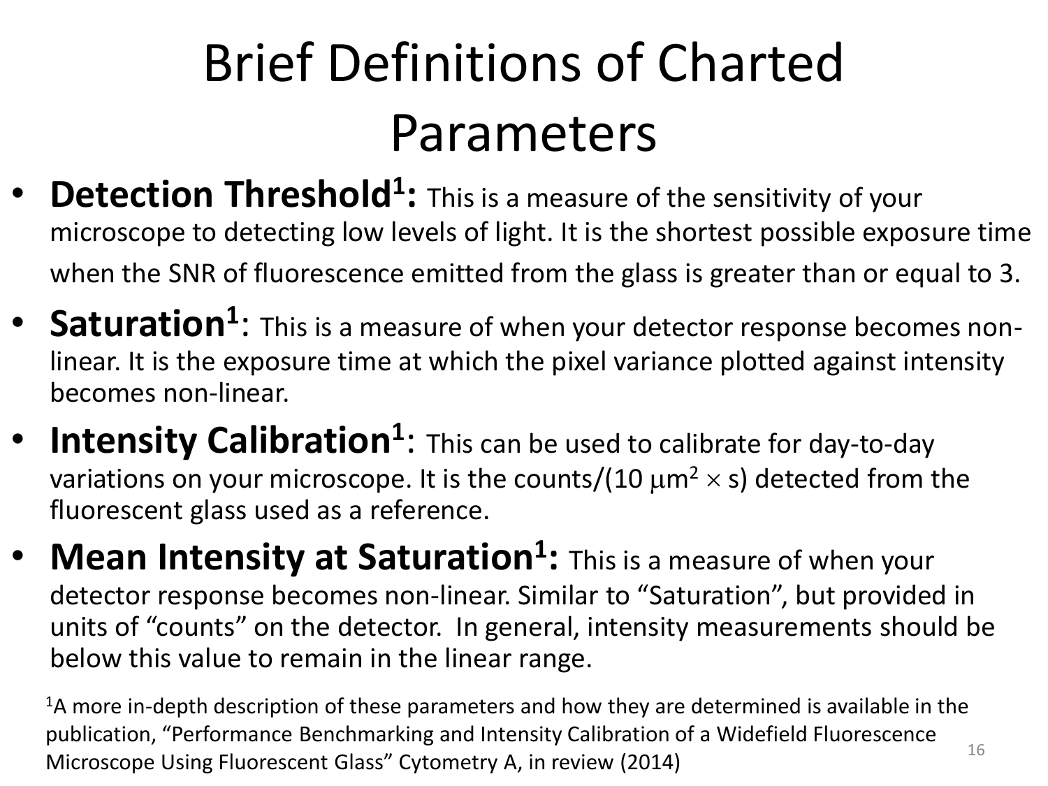# Brief Definitions of Charted Parameters

- **Detection Threshold[1]:** This is a measure of the sensitivity of your microscope to detecting low levels of light. It is the shortest possible exposure time when the SNR of fluorescence emitted from the glass is greater than or equal to 3.
- **Saturation[1]**: This is a measure of when your detector response becomes non-linear. It is the exposure time at which the pixel variance plotted against intensity becomes non-linear.
- **Intensity Calibration[1]**: This can be used to calibrate for day-to-day variations on your microscope. It is the counts/($10\ \mu m^2 \times s$) detected from the fluorescent glass used as a reference.
- **Mean Intensity at Saturation[1]:** This is a measure of when your detector response becomes non-linear. Similar to "Saturation", but provided in units of "counts" on the detector. In general, intensity measurements should be below this value to remain in the linear range.

[1]A more in-depth description of these parameters and how they are determined is available in the publication, "Performance Benchmarking and Intensity Calibration of a Widefield Fluorescence Microscope Using Fluorescent Glass" Cytometry A, in review (2014)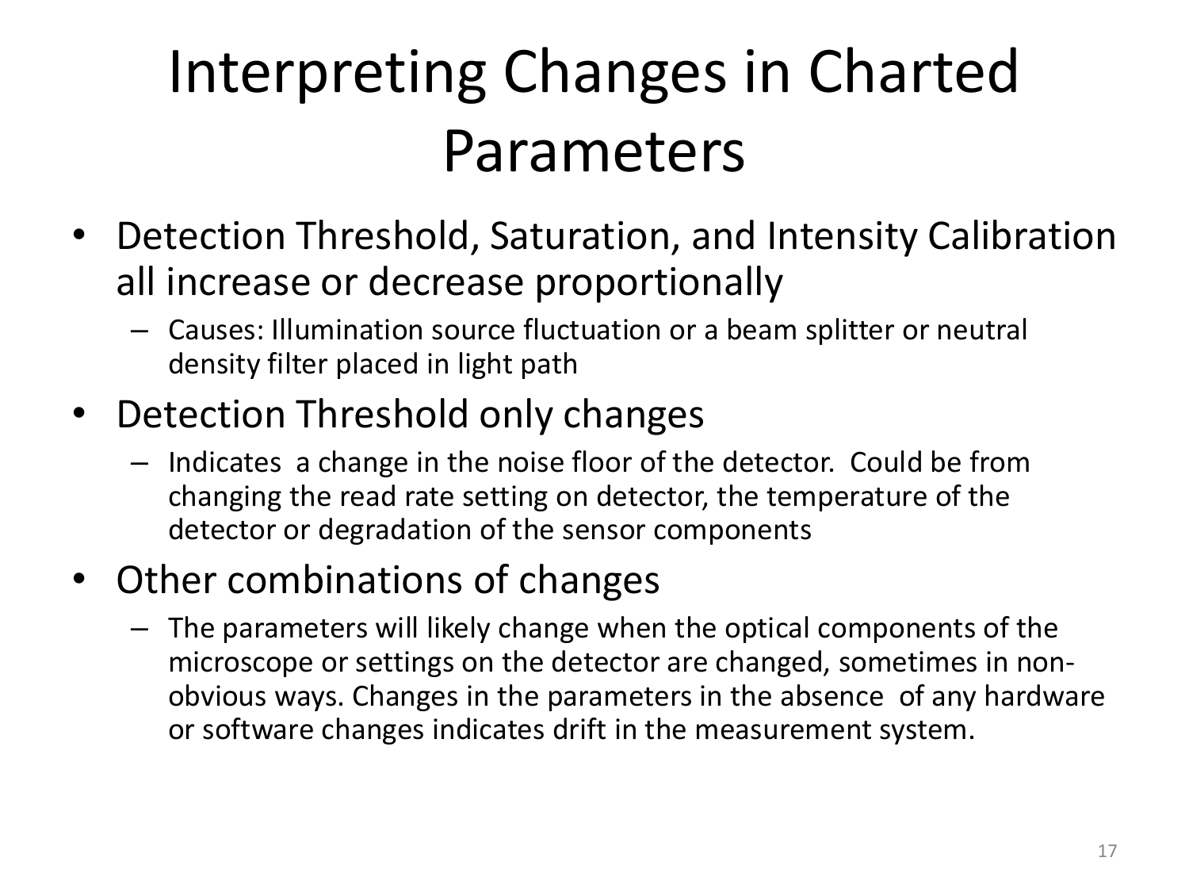# Interpreting Changes in Charted Parameters

- Detection Threshold, Saturation, and Intensity Calibration all increase or decrease proportionally
  - Causes: Illumination source fluctuation or a beam splitter or neutral density filter placed in light path
- Detection Threshold only changes
  - Indicates a change in the noise floor of the detector. Could be from changing the read rate setting on detector, the temperature of the detector or degradation of the sensor components
- Other combinations of changes
  - The parameters will likely change when the optical components of the microscope or settings on the detector are changed, sometimes in non-obvious ways. Changes in the parameters in the absence of any hardware or software changes indicates drift in the measurement system.